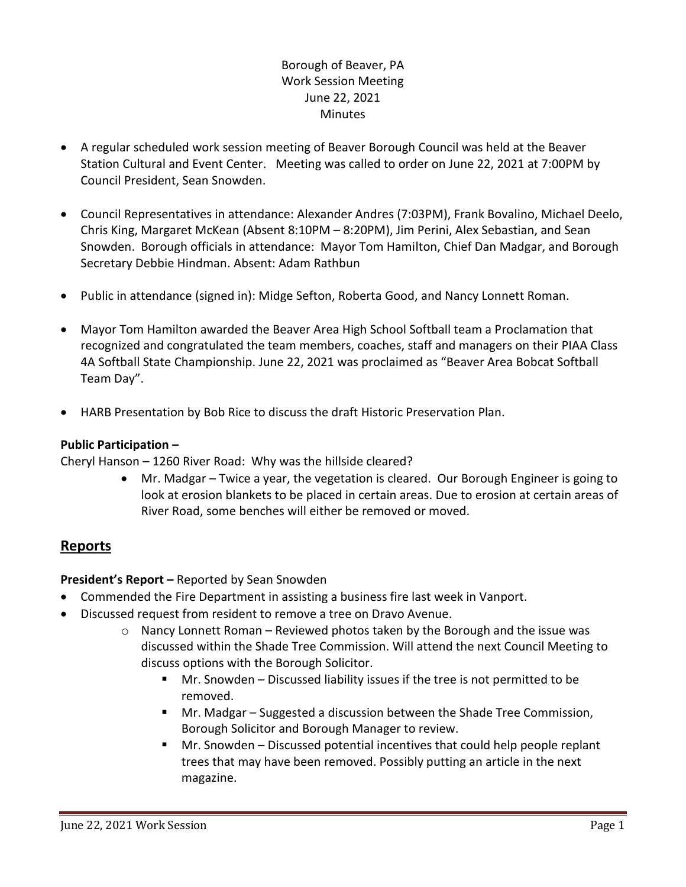Borough of Beaver, PA
Work Session Meeting
June 22, 2021
Minutes

- A regular scheduled work session meeting of Beaver Borough Council was held at the Beaver Station Cultural and Event Center. Meeting was called to order on June 22, 2021 at 7:00PM by Council President, Sean Snowden.
- Council Representatives in attendance: Alexander Andres (7:03PM), Frank Bovalino, Michael Deelo, Chris King, Margaret McKean (Absent 8:10PM – 8:20PM), Jim Perini, Alex Sebastian, and Sean Snowden. Borough officials in attendance: Mayor Tom Hamilton, Chief Dan Madgar, and Borough Secretary Debbie Hindman. Absent: Adam Rathbun
- Public in attendance (signed in): Midge Sefton, Roberta Good, and Nancy Lonnett Roman.
- Mayor Tom Hamilton awarded the Beaver Area High School Softball team a Proclamation that recognized and congratulated the team members, coaches, staff and managers on their PIAA Class 4A Softball State Championship. June 22, 2021 was proclaimed as "Beaver Area Bobcat Softball Team Day".
- HARB Presentation by Bob Rice to discuss the draft Historic Preservation Plan.

**Public Participation –**

Cheryl Hanson – 1260 River Road: Why was the hillside cleared?

- Mr. Madgar – Twice a year, the vegetation is cleared. Our Borough Engineer is going to look at erosion blankets to be placed in certain areas. Due to erosion at certain areas of River Road, some benches will either be removed or moved.

## Reports

**President's Report –** Reported by Sean Snowden

- Commended the Fire Department in assisting a business fire last week in Vanport.
- Discussed request from resident to remove a tree on Dravo Avenue.
  - Nancy Lonnett Roman – Reviewed photos taken by the Borough and the issue was discussed within the Shade Tree Commission. Will attend the next Council Meeting to discuss options with the Borough Solicitor.
    - Mr. Snowden – Discussed liability issues if the tree is not permitted to be removed.
    - Mr. Madgar – Suggested a discussion between the Shade Tree Commission, Borough Solicitor and Borough Manager to review.
    - Mr. Snowden – Discussed potential incentives that could help people replant trees that may have been removed. Possibly putting an article in the next magazine.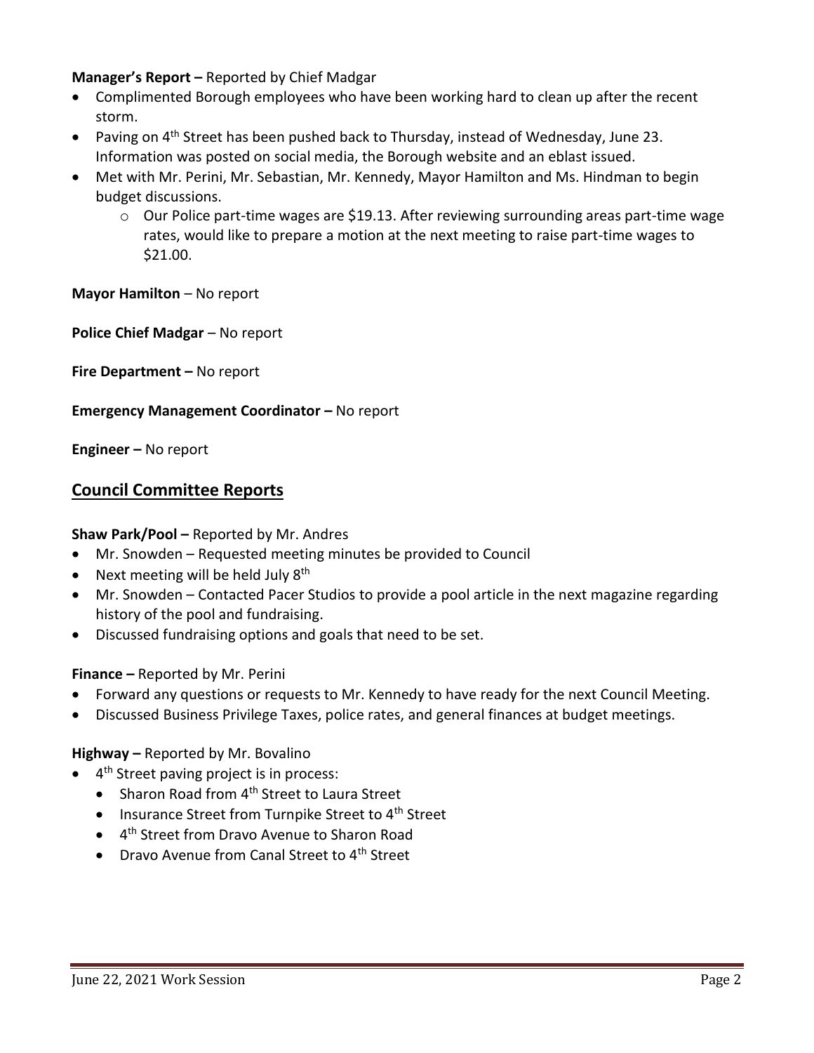**Manager's Report –** Reported by Chief Madgar

- Complimented Borough employees who have been working hard to clean up after the recent storm.
- Paving on 4th Street has been pushed back to Thursday, instead of Wednesday, June 23. Information was posted on social media, the Borough website and an eblast issued.
- Met with Mr. Perini, Mr. Sebastian, Mr. Kennedy, Mayor Hamilton and Ms. Hindman to begin budget discussions.
    - Our Police part-time wages are $19.13. After reviewing surrounding areas part-time wage rates, would like to prepare a motion at the next meeting to raise part-time wages to $21.00.

**Mayor Hamilton** – No report

**Police Chief Madgar** – No report

**Fire Department –** No report

**Emergency Management Coordinator –** No report

**Engineer –** No report

## Council Committee Reports

**Shaw Park/Pool –** Reported by Mr. Andres

- Mr. Snowden – Requested meeting minutes be provided to Council
- Next meeting will be held July 8th
- Mr. Snowden – Contacted Pacer Studios to provide a pool article in the next magazine regarding history of the pool and fundraising.
- Discussed fundraising options and goals that need to be set.

**Finance –** Reported by Mr. Perini

- Forward any questions or requests to Mr. Kennedy to have ready for the next Council Meeting.
- Discussed Business Privilege Taxes, police rates, and general finances at budget meetings.

**Highway –** Reported by Mr. Bovalino

- 4th Street paving project is in process:
    - Sharon Road from 4th Street to Laura Street
    - Insurance Street from Turnpike Street to 4th Street
    - 4th Street from Dravo Avenue to Sharon Road
    - Dravo Avenue from Canal Street to 4th Street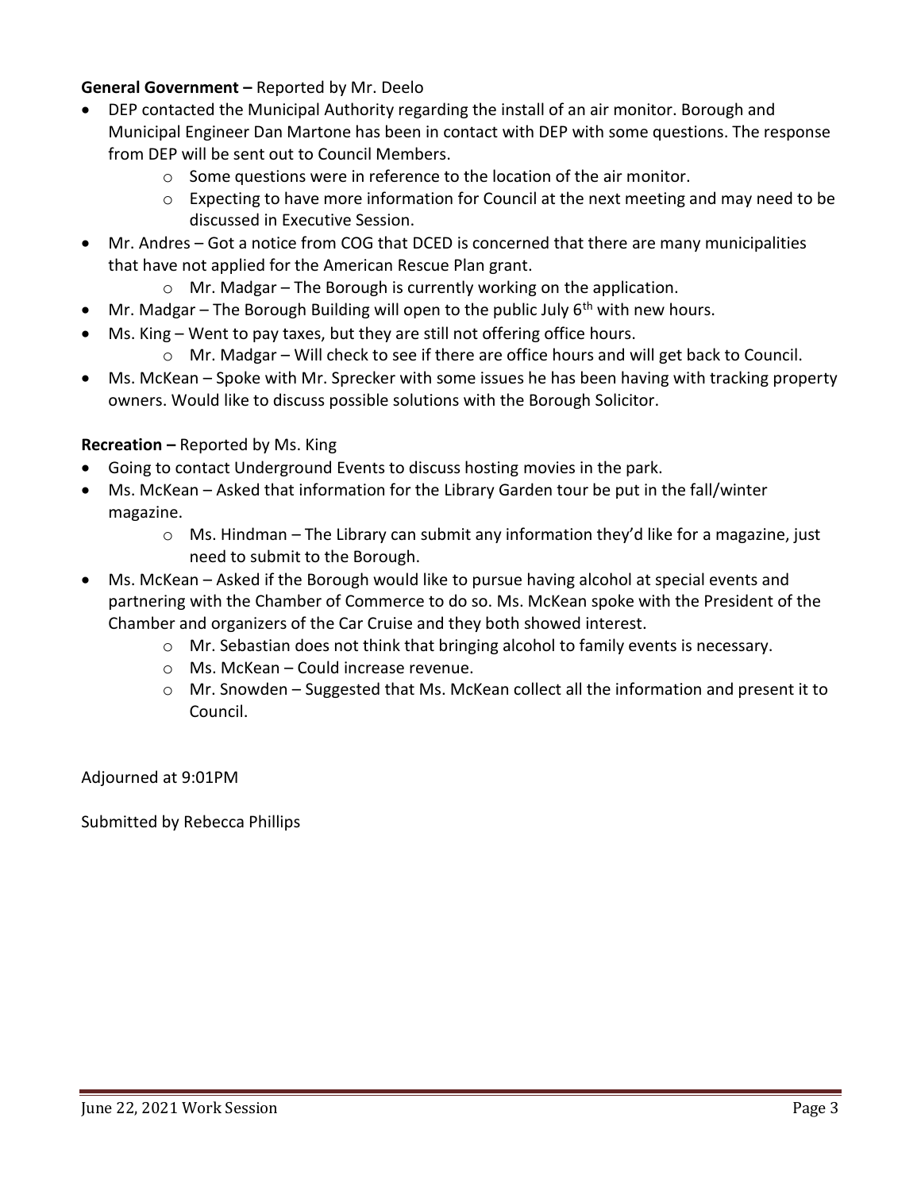**General Government –** Reported by Mr. Deelo

- DEP contacted the Municipal Authority regarding the install of an air monitor. Borough and Municipal Engineer Dan Martone has been in contact with DEP with some questions. The response from DEP will be sent out to Council Members.
    - Some questions were in reference to the location of the air monitor.
    - Expecting to have more information for Council at the next meeting and may need to be discussed in Executive Session.
- Mr. Andres – Got a notice from COG that DCED is concerned that there are many municipalities that have not applied for the American Rescue Plan grant.
    - Mr. Madgar – The Borough is currently working on the application.
- Mr. Madgar – The Borough Building will open to the public July 6th with new hours.
- Ms. King – Went to pay taxes, but they are still not offering office hours.
    - Mr. Madgar – Will check to see if there are office hours and will get back to Council.
- Ms. McKean – Spoke with Mr. Sprecker with some issues he has been having with tracking property owners. Would like to discuss possible solutions with the Borough Solicitor.

**Recreation –** Reported by Ms. King

- Going to contact Underground Events to discuss hosting movies in the park.
- Ms. McKean – Asked that information for the Library Garden tour be put in the fall/winter magazine.
    - Ms. Hindman – The Library can submit any information they'd like for a magazine, just need to submit to the Borough.
- Ms. McKean – Asked if the Borough would like to pursue having alcohol at special events and partnering with the Chamber of Commerce to do so. Ms. McKean spoke with the President of the Chamber and organizers of the Car Cruise and they both showed interest.
    - Mr. Sebastian does not think that bringing alcohol to family events is necessary.
    - Ms. McKean – Could increase revenue.
    - Mr. Snowden – Suggested that Ms. McKean collect all the information and present it to Council.

Adjourned at 9:01PM

Submitted by Rebecca Phillips